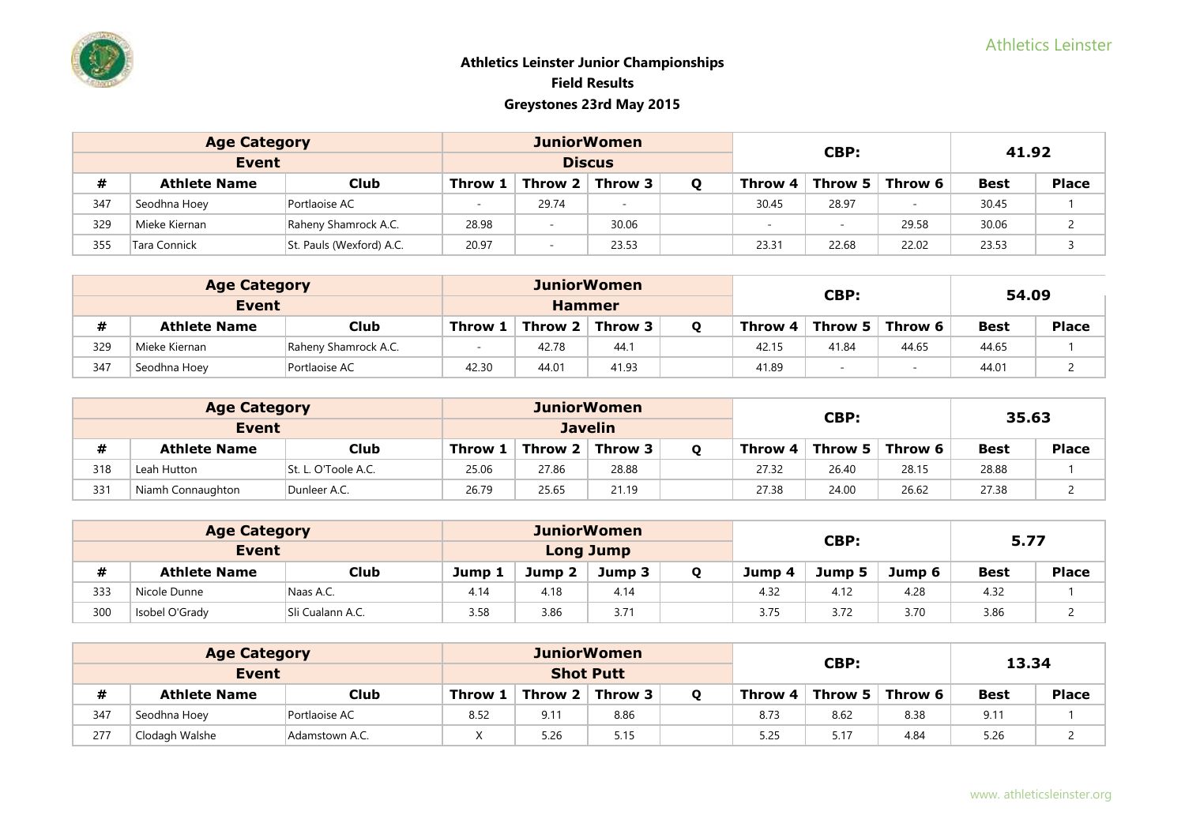# Athletics Leinster Junior Championships

## Field Results

## Greystones 23rd May 2015

| Age Category | | | JuniorWomen | | | | CBP: | | | 41.92 | |
|---|---|---|---|---|---|---|---|---|---|---|---|
| Event | | | Discus | | | | | | | | |
| # | Athlete Name | Club | Throw 1 | Throw 2 | Throw 3 | Q | Throw 4 | Throw 5 | Throw 6 | Best | Place |
| 347 | Seodhna Hoey | Portlaoise AC | - | 29.74 | - | | 30.45 | 28.97 | - | 30.45 | 1 |
| 329 | Mieke Kiernan | Raheny Shamrock A.C. | 28.98 | - | 30.06 | | - | - | 29.58 | 30.06 | 2 |
| 355 | Tara Connick | St. Pauls (Wexford) A.C. | 20.97 | - | 23.53 | | 23.31 | 22.68 | 22.02 | 23.53 | 3 |

| Age Category | | | JuniorWomen | | | | CBP: | | | 54.09 | |
|---|---|---|---|---|---|---|---|---|---|---|---|
| Event | | | Hammer | | | | | | | | |
| # | Athlete Name | Club | Throw 1 | Throw 2 | Throw 3 | Q | Throw 4 | Throw 5 | Throw 6 | Best | Place |
| 329 | Mieke Kiernan | Raheny Shamrock A.C. | - | 42.78 | 44.1 | | 42.15 | 41.84 | 44.65 | 44.65 | 1 |
| 347 | Seodhna Hoey | Portlaoise AC | 42.30 | 44.01 | 41.93 | | 41.89 | - | - | 44.01 | 2 |

| Age Category | | | JuniorWomen | | | | CBP: | | | 35.63 | |
|---|---|---|---|---|---|---|---|---|---|---|---|
| Event | | | Javelin | | | | | | | | |
| # | Athlete Name | Club | Throw 1 | Throw 2 | Throw 3 | Q | Throw 4 | Throw 5 | Throw 6 | Best | Place |
| 318 | Leah Hutton | St. L. O'Toole A.C. | 25.06 | 27.86 | 28.88 | | 27.32 | 26.40 | 28.15 | 28.88 | 1 |
| 331 | Niamh Connaughton | Dunleer A.C. | 26.79 | 25.65 | 21.19 | | 27.38 | 24.00 | 26.62 | 27.38 | 2 |

| Age Category | | | JuniorWomen | | | | CBP: | | | 5.77 | |
|---|---|---|---|---|---|---|---|---|---|---|---|
| Event | | | Long Jump | | | | | | | | |
| # | Athlete Name | Club | Jump 1 | Jump 2 | Jump 3 | Q | Jump 4 | Jump 5 | Jump 6 | Best | Place |
| 333 | Nicole Dunne | Naas A.C. | 4.14 | 4.18 | 4.14 | | 4.32 | 4.12 | 4.28 | 4.32 | 1 |
| 300 | Isobel O'Grady | Sli Cualann A.C. | 3.58 | 3.86 | 3.71 | | 3.75 | 3.72 | 3.70 | 3.86 | 2 |

| Age Category | | | JuniorWomen | | | | CBP: | | | 13.34 | |
|---|---|---|---|---|---|---|---|---|---|---|---|
| Event | | | Shot Putt | | | | | | | | |
| # | Athlete Name | Club | Throw 1 | Throw 2 | Throw 3 | Q | Throw 4 | Throw 5 | Throw 6 | Best | Place |
| 347 | Seodhna Hoey | Portlaoise AC | 8.52 | 9.11 | 8.86 | | 8.73 | 8.62 | 8.38 | 9.11 | 1 |
| 277 | Clodagh Walshe | Adamstown A.C. | X | 5.26 | 5.15 | | 5.25 | 5.17 | 4.84 | 5.26 | 2 |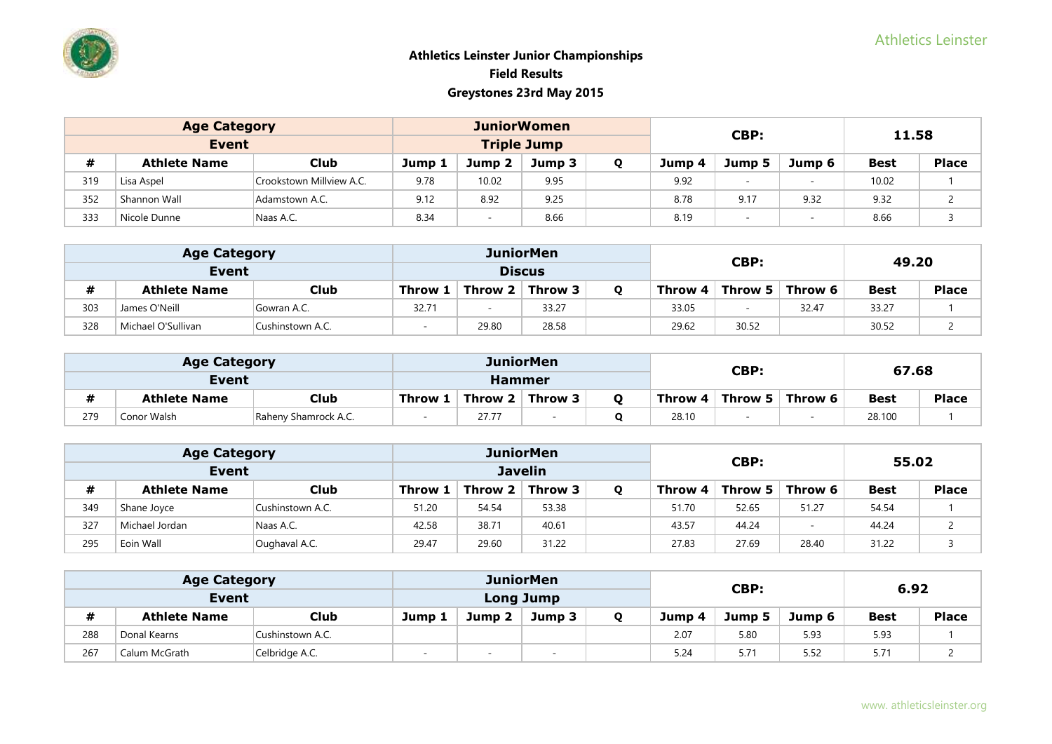# Athletics Leinster Junior Championships

## Field Results

## Greystones 23rd May 2015

| Age Category | | | JuniorWomen | | | | CBP: | | | 11.58 | |
|---|---|---|---|---|---|---|---|---|---|---|---|
| Event | | | Triple Jump | | | | | | | | |
| # | Athlete Name | Club | Jump 1 | Jump 2 | Jump 3 | Q | Jump 4 | Jump 5 | Jump 6 | Best | Place |
| 319 | Lisa Aspel | Crookstown Millview A.C. | 9.78 | 10.02 | 9.95 | | 9.92 | - | - | 10.02 | 1 |
| 352 | Shannon Wall | Adamstown A.C. | 9.12 | 8.92 | 9.25 | | 8.78 | 9.17 | 9.32 | 9.32 | 2 |
| 333 | Nicole Dunne | Naas A.C. | 8.34 | - | 8.66 | | 8.19 | - | - | 8.66 | 3 |

| Age Category | | | JuniorMen | | | | CBP: | | | 49.20 | |
|---|---|---|---|---|---|---|---|---|---|---|---|
| Event | | | Discus | | | | | | | | |
| # | Athlete Name | Club | Throw 1 | Throw 2 | Throw 3 | Q | Throw 4 | Throw 5 | Throw 6 | Best | Place |
| 303 | James O'Neill | Gowran A.C. | 32.71 | - | 33.27 | | 33.05 | - | 32.47 | 33.27 | 1 |
| 328 | Michael O'Sullivan | Cushinstown A.C. | - | 29.80 | 28.58 | | 29.62 | 30.52 | | 30.52 | 2 |

| Age Category | | | JuniorMen | | | | CBP: | | | 67.68 | |
|---|---|---|---|---|---|---|---|---|---|---|---|
| Event | | | Hammer | | | | | | | | |
| # | Athlete Name | Club | Throw 1 | Throw 2 | Throw 3 | Q | Throw 4 | Throw 5 | Throw 6 | Best | Place |
| 279 | Conor Walsh | Raheny Shamrock A.C. | - | 27.77 | - | Q | 28.10 | - | - | 28.100 | 1 |

| Age Category | | | JuniorMen | | | | CBP: | | | 55.02 | |
|---|---|---|---|---|---|---|---|---|---|---|---|
| Event | | | Javelin | | | | | | | | |
| # | Athlete Name | Club | Throw 1 | Throw 2 | Throw 3 | Q | Throw 4 | Throw 5 | Throw 6 | Best | Place |
| 349 | Shane Joyce | Cushinstown A.C. | 51.20 | 54.54 | 53.38 | | 51.70 | 52.65 | 51.27 | 54.54 | 1 |
| 327 | Michael Jordan | Naas A.C. | 42.58 | 38.71 | 40.61 | | 43.57 | 44.24 | - | 44.24 | 2 |
| 295 | Eoin Wall | Oughaval A.C. | 29.47 | 29.60 | 31.22 | | 27.83 | 27.69 | 28.40 | 31.22 | 3 |

| Age Category | | | JuniorMen | | | | CBP: | | | 6.92 | |
|---|---|---|---|---|---|---|---|---|---|---|---|
| Event | | | Long Jump | | | | | | | | |
| # | Athlete Name | Club | Jump 1 | Jump 2 | Jump 3 | Q | Jump 4 | Jump 5 | Jump 6 | Best | Place |
| 288 | Donal Kearns | Cushinstown A.C. | | | | | 2.07 | 5.80 | 5.93 | 5.93 | 1 |
| 267 | Calum McGrath | Celbridge A.C. | - | - | - | | 5.24 | 5.71 | 5.52 | 5.71 | 2 |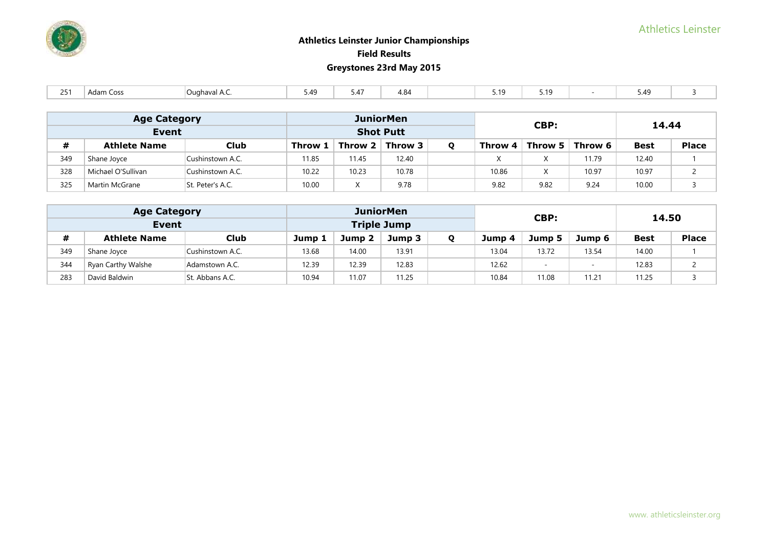# Athletics Leinster Junior Championships

## Field Results

## Greystones 23rd May 2015

| 251 | Adam Coss | Oughaval A.C. | 5.49 | 5.47 | 4.84 | | 5.19 | 5.19 | - | 5.49 | 3 |
|---|---|---|---|---|---|---|---|---|---|---|---|

| Age Category | | | JuniorMen | | | | CBP: | | | 14.44 | |
|---|---|---|---|---|---|---|---|---|---|---|---|
| Event | | | Shot Putt | | | | | | | | |
| # | Athlete Name | Club | Throw 1 | Throw 2 | Throw 3 | Q | Throw 4 | Throw 5 | Throw 6 | Best | Place |
| 349 | Shane Joyce | Cushinstown A.C. | 11.85 | 11.45 | 12.40 | | X | X | 11.79 | 12.40 | 1 |
| 328 | Michael O'Sullivan | Cushinstown A.C. | 10.22 | 10.23 | 10.78 | | 10.86 | X | 10.97 | 10.97 | 2 |
| 325 | Martin McGrane | St. Peter's A.C. | 10.00 | X | 9.78 | | 9.82 | 9.82 | 9.24 | 10.00 | 3 |

| Age Category | | | JuniorMen | | | | CBP: | | | 14.50 | |
|---|---|---|---|---|---|---|---|---|---|---|---|
| Event | | | Triple Jump | | | | | | | | |
| # | Athlete Name | Club | Jump 1 | Jump 2 | Jump 3 | Q | Jump 4 | Jump 5 | Jump 6 | Best | Place |
| 349 | Shane Joyce | Cushinstown A.C. | 13.68 | 14.00 | 13.91 | | 13.04 | 13.72 | 13.54 | 14.00 | 1 |
| 344 | Ryan Carthy Walshe | Adamstown A.C. | 12.39 | 12.39 | 12.83 | | 12.62 | - | - | 12.83 | 2 |
| 283 | David Baldwin | St. Abbans A.C. | 10.94 | 11.07 | 11.25 | | 10.84 | 11.08 | 11.21 | 11.25 | 3 |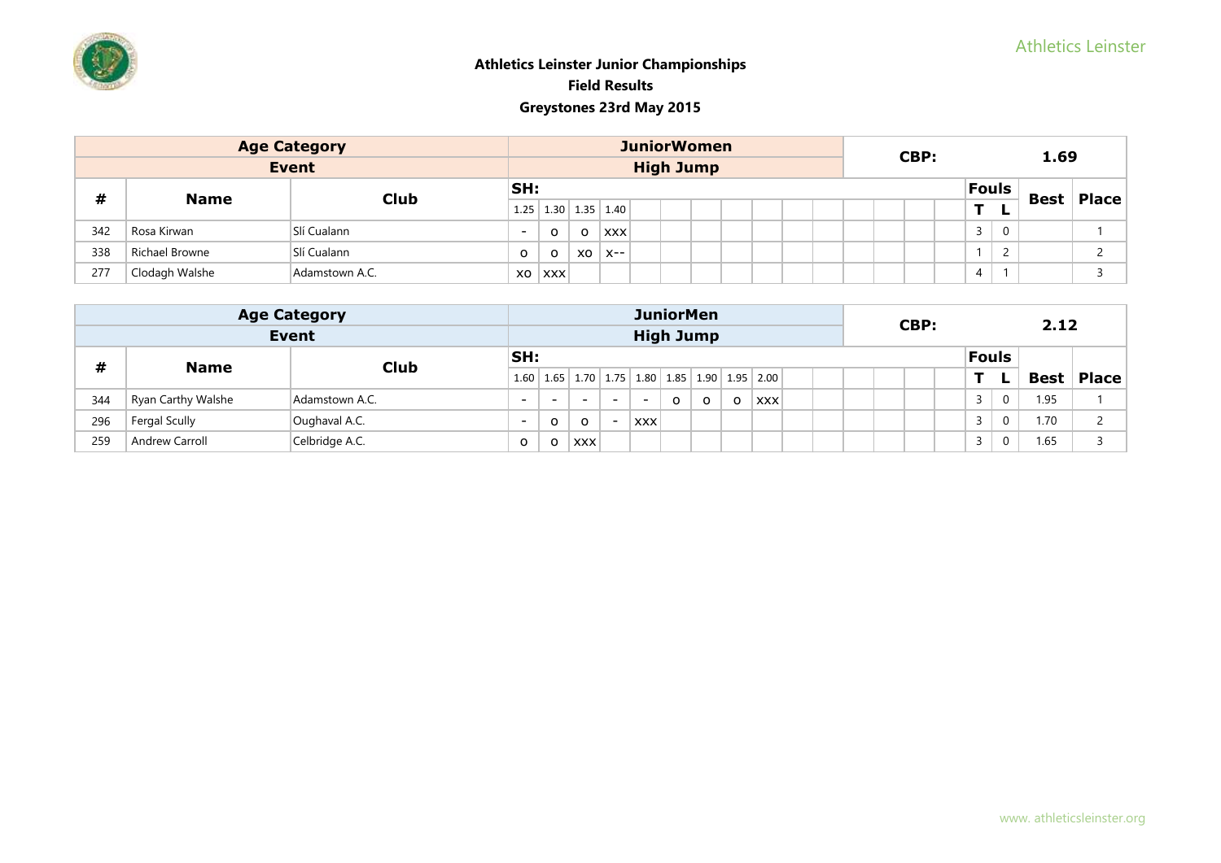**Athletics Leinster Junior Championships**

**Field Results**

**Greystones 23rd May 2015**

| Age Category | | | JuniorWomen | | | | | | | | | | | | | | CBP: | | 1.69 | |
|---|---|---|---|---|---|---|---|---|---|---|---|---|---|---|---|---|---|---|---|---|
| Event | | | High Jump | | | | | | | | | | | | | | | | | |
| # | Name | Club | SH: | | | | | | | | | | | | | | Fouls | | Best | Place |
| | | | 1.25 | 1.30 | 1.35 | 1.40 | | | | | | | | | | | T | L | | |
| 342 | Rosa Kirwan | Slí Cualann | - | O | O | XXX | | | | | | | | | | | 3 | 0 | | 1 |
| 338 | Richael Browne | Slí Cualann | O | O | XO | X-- | | | | | | | | | | | 1 | 2 | | 2 |
| 277 | Clodagh Walshe | Adamstown A.C. | XO | XXX | | | | | | | | | | | | | 4 | 1 | | 3 |

| Age Category | | | JuniorMen | | | | | | | | | | | | | | CBP: | | 2.12 | |
|---|---|---|---|---|---|---|---|---|---|---|---|---|---|---|---|---|---|---|---|---|
| Event | | | High Jump | | | | | | | | | | | | | | | | | |
| # | Name | Club | SH: | | | | | | | | | | | | | | Fouls | | Best | Place |
| | | | 1.60 | 1.65 | 1.70 | 1.75 | 1.80 | 1.85 | 1.90 | 1.95 | 2.00 | | | | | | T | L | | |
| 344 | Ryan Carthy Walshe | Adamstown A.C. | - | - | - | - | - | O | O | O | XXX | | | | | | 3 | 0 | 1.95 | 1 |
| 296 | Fergal Scully | Oughaval A.C. | - | O | O | - | XXX | | | | | | | | | | 3 | 0 | 1.70 | 2 |
| 259 | Andrew Carroll | Celbridge A.C. | O | O | XXX | | | | | | | | | | | | 3 | 0 | 1.65 | 3 |